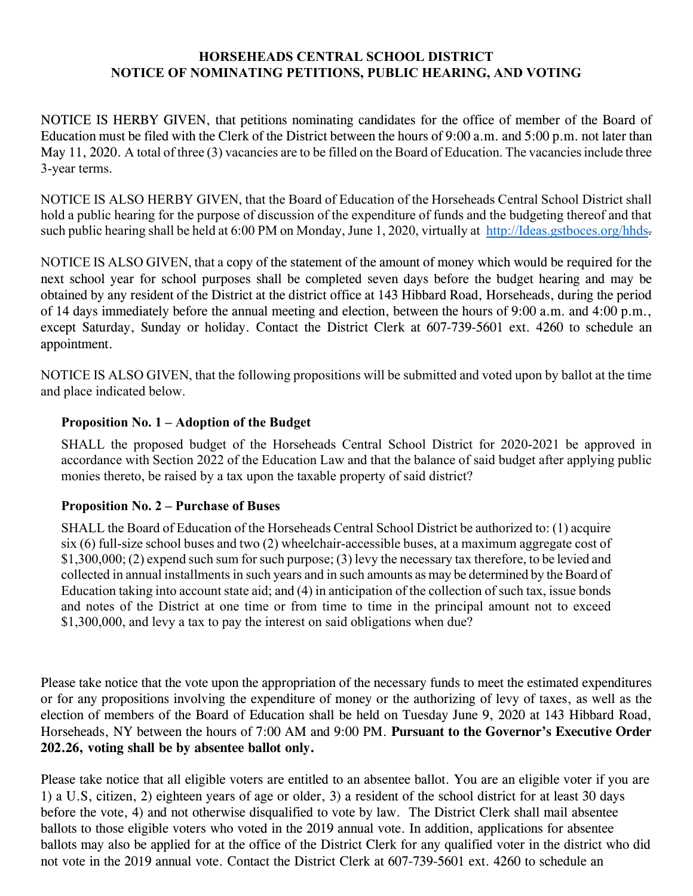# HORSEHEADS CENTRAL SCHOOL DISTRICT
## NOTICE OF NOMINATING PETITIONS, PUBLIC HEARING, AND VOTING

NOTICE IS HERBY GIVEN, that petitions nominating candidates for the office of member of the Board of Education must be filed with the Clerk of the District between the hours of 9:00 a.m. and 5:00 p.m. not later than May 11, 2020. A total of three (3) vacancies are to be filled on the Board of Education. The vacancies include three 3-year terms.

NOTICE IS ALSO HERBY GIVEN, that the Board of Education of the Horseheads Central School District shall hold a public hearing for the purpose of discussion of the expenditure of funds and the budgeting thereof and that such public hearing shall be held at 6:00 PM on Monday, June 1, 2020, virtually at http://Ideas.gstboces.org/hhds.

NOTICE IS ALSO GIVEN, that a copy of the statement of the amount of money which would be required for the next school year for school purposes shall be completed seven days before the budget hearing and may be obtained by any resident of the District at the district office at 143 Hibbard Road, Horseheads, during the period of 14 days immediately before the annual meeting and election, between the hours of 9:00 a.m. and 4:00 p.m., except Saturday, Sunday or holiday. Contact the District Clerk at 607-739-5601 ext. 4260 to schedule an appointment.

NOTICE IS ALSO GIVEN, that the following propositions will be submitted and voted upon by ballot at the time and place indicated below.

**Proposition No. 1 – Adoption of the Budget**

SHALL the proposed budget of the Horseheads Central School District for 2020-2021 be approved in accordance with Section 2022 of the Education Law and that the balance of said budget after applying public monies thereto, be raised by a tax upon the taxable property of said district?

**Proposition No. 2 – Purchase of Buses**

SHALL the Board of Education of the Horseheads Central School District be authorized to: (1) acquire six (6) full-size school buses and two (2) wheelchair-accessible buses, at a maximum aggregate cost of $1,300,000; (2) expend such sum for such purpose; (3) levy the necessary tax therefore, to be levied and collected in annual installments in such years and in such amounts as may be determined by the Board of Education taking into account state aid; and (4) in anticipation of the collection of such tax, issue bonds and notes of the District at one time or from time to time in the principal amount not to exceed $1,300,000, and levy a tax to pay the interest on said obligations when due?

Please take notice that the vote upon the appropriation of the necessary funds to meet the estimated expenditures or for any propositions involving the expenditure of money or the authorizing of levy of taxes, as well as the election of members of the Board of Education shall be held on Tuesday June 9, 2020 at 143 Hibbard Road, Horseheads, NY between the hours of 7:00 AM and 9:00 PM. **Pursuant to the Governor's Executive Order 202.26, voting shall be by absentee ballot only.**

Please take notice that all eligible voters are entitled to an absentee ballot. You are an eligible voter if you are 1) a U.S, citizen, 2) eighteen years of age or older, 3) a resident of the school district for at least 30 days before the vote, 4) and not otherwise disqualified to vote by law. The District Clerk shall mail absentee ballots to those eligible voters who voted in the 2019 annual vote. In addition, applications for absentee ballots may also be applied for at the office of the District Clerk for any qualified voter in the district who did not vote in the 2019 annual vote. Contact the District Clerk at 607-739-5601 ext. 4260 to schedule an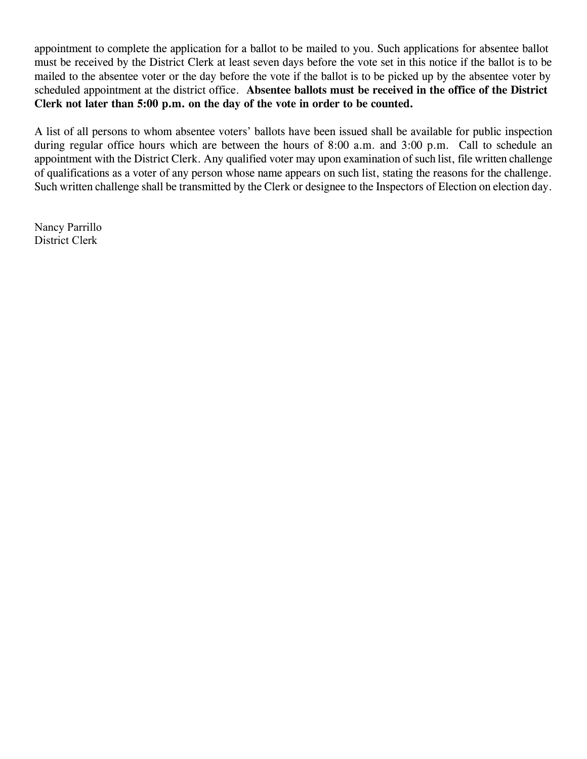appointment to complete the application for a ballot to be mailed to you. Such applications for absentee ballot must be received by the District Clerk at least seven days before the vote set in this notice if the ballot is to be mailed to the absentee voter or the day before the vote if the ballot is to be picked up by the absentee voter by scheduled appointment at the district office. **Absentee ballots must be received in the office of the District Clerk not later than 5:00 p.m. on the day of the vote in order to be counted.**

A list of all persons to whom absentee voters' ballots have been issued shall be available for public inspection during regular office hours which are between the hours of 8:00 a.m. and 3:00 p.m. Call to schedule an appointment with the District Clerk. Any qualified voter may upon examination of such list, file written challenge of qualifications as a voter of any person whose name appears on such list, stating the reasons for the challenge. Such written challenge shall be transmitted by the Clerk or designee to the Inspectors of Election on election day.

Nancy Parrillo
District Clerk